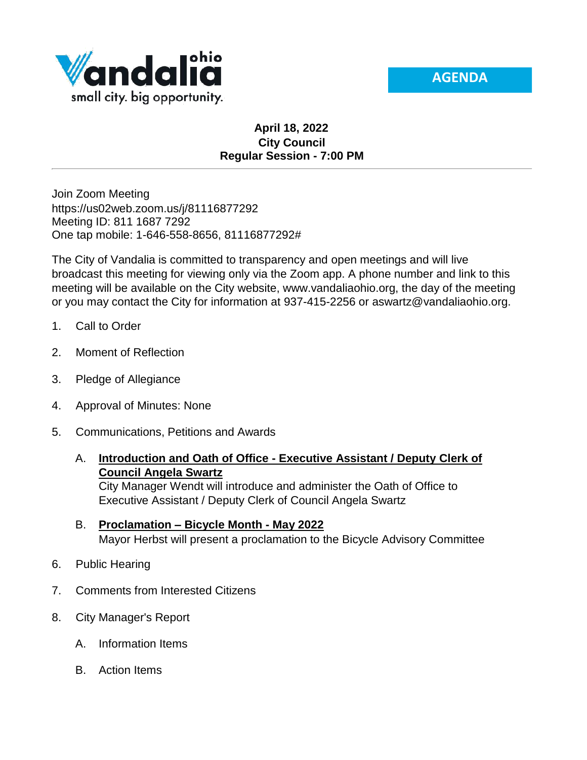Vandalia ohio
small city. big opportunity.

**AGENDA**

**April 18, 2022**
**City Council**
**Regular Session - 7:00 PM**

---

Join Zoom Meeting
https://us02web.zoom.us/j/81116877292
Meeting ID: 811 1687 7292
One tap mobile: 1-646-558-8656, 81116877292#

The City of Vandalia is committed to transparency and open meetings and will live broadcast this meeting for viewing only via the Zoom app. A phone number and link to this meeting will be available on the City website, www.vandaliaohio.org, the day of the meeting or you may contact the City for information at 937-415-2256 or aswartz@vandaliaohio.org.

1. Call to Order

2. Moment of Reflection

3. Pledge of Allegiance

4. Approval of Minutes: None

5. Communications, Petitions and Awards

   A. **Introduction and Oath of Office - Executive Assistant / Deputy Clerk of Council Angela Swartz**
   City Manager Wendt will introduce and administer the Oath of Office to Executive Assistant / Deputy Clerk of Council Angela Swartz

   B. **Proclamation – Bicycle Month - May 2022**
   Mayor Herbst will present a proclamation to the Bicycle Advisory Committee

6. Public Hearing

7. Comments from Interested Citizens

8. City Manager's Report

   A. Information Items

   B. Action Items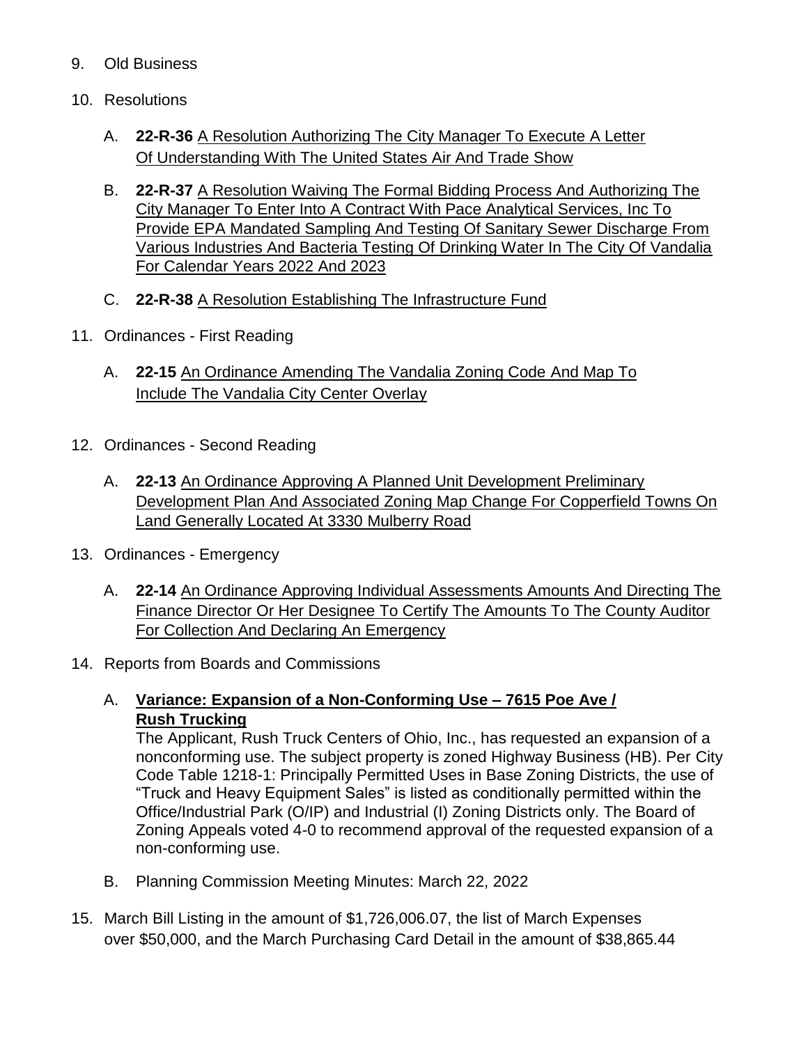9. Old Business

10. Resolutions

    A. **22-R-36** A Resolution Authorizing The City Manager To Execute A Letter Of Understanding With The United States Air And Trade Show

    B. **22-R-37** A Resolution Waiving The Formal Bidding Process And Authorizing The City Manager To Enter Into A Contract With Pace Analytical Services, Inc To Provide EPA Mandated Sampling And Testing Of Sanitary Sewer Discharge From Various Industries And Bacteria Testing Of Drinking Water In The City Of Vandalia For Calendar Years 2022 And 2023

    C. **22-R-38** A Resolution Establishing The Infrastructure Fund

11. Ordinances - First Reading

    A. **22-15** An Ordinance Amending The Vandalia Zoning Code And Map To Include The Vandalia City Center Overlay

12. Ordinances - Second Reading

    A. **22-13** An Ordinance Approving A Planned Unit Development Preliminary Development Plan And Associated Zoning Map Change For Copperfield Towns On Land Generally Located At 3330 Mulberry Road

13. Ordinances - Emergency

    A. **22-14** An Ordinance Approving Individual Assessments Amounts And Directing The Finance Director Or Her Designee To Certify The Amounts To The County Auditor For Collection And Declaring An Emergency

14. Reports from Boards and Commissions

    A. **Variance: Expansion of a Non-Conforming Use – 7615 Poe Ave / Rush Trucking**
    The Applicant, Rush Truck Centers of Ohio, Inc., has requested an expansion of a nonconforming use. The subject property is zoned Highway Business (HB). Per City Code Table 1218-1: Principally Permitted Uses in Base Zoning Districts, the use of "Truck and Heavy Equipment Sales" is listed as conditionally permitted within the Office/Industrial Park (O/IP) and Industrial (I) Zoning Districts only. The Board of Zoning Appeals voted 4-0 to recommend approval of the requested expansion of a non-conforming use.

    B. Planning Commission Meeting Minutes: March 22, 2022

15. March Bill Listing in the amount of $1,726,006.07, the list of March Expenses over $50,000, and the March Purchasing Card Detail in the amount of $38,865.44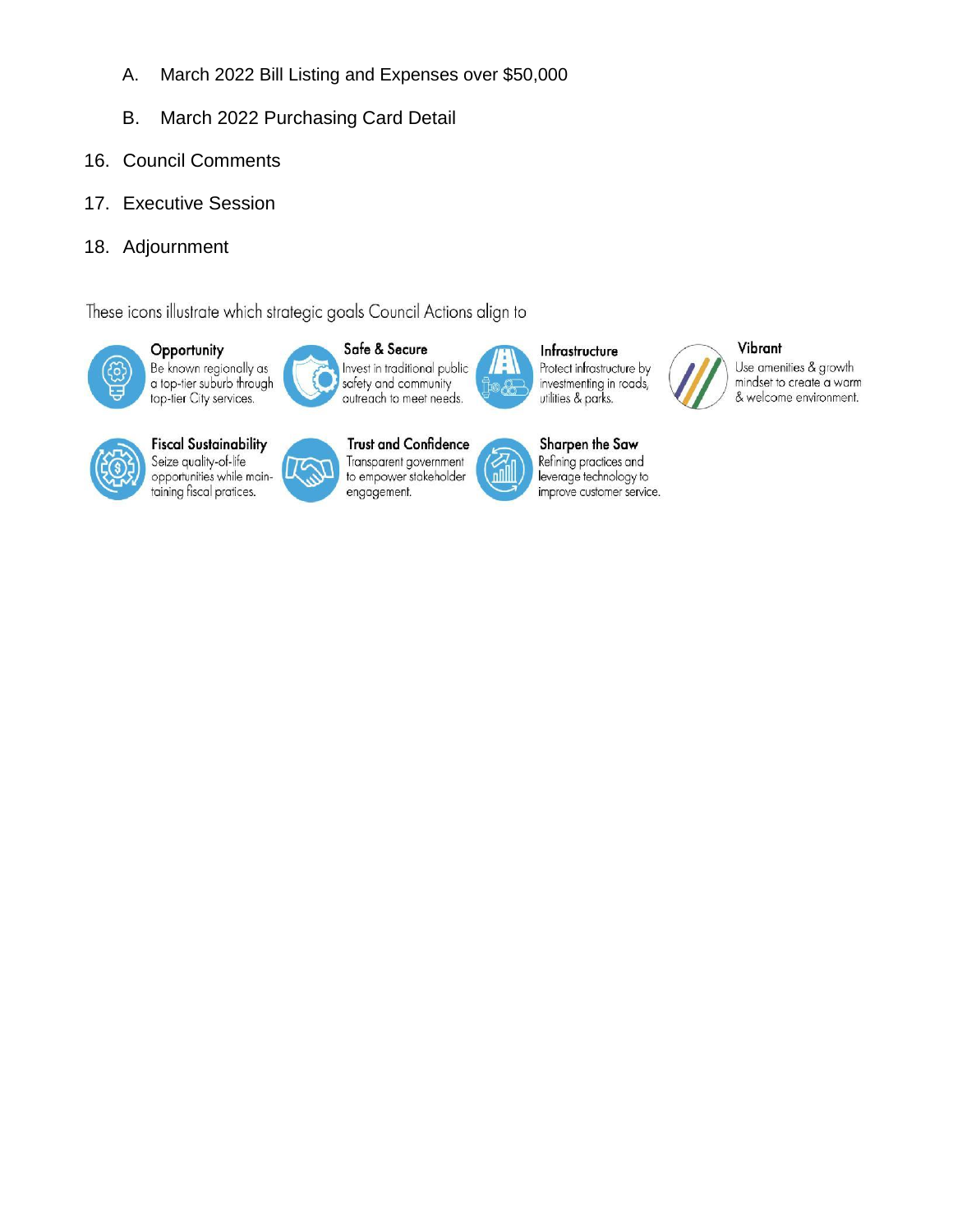A. March 2022 Bill Listing and Expenses over $50,000

B. March 2022 Purchasing Card Detail

16. Council Comments

17. Executive Session

18. Adjournment

These icons illustrate which strategic goals Council Actions align to

**Opportunity**
Be known regionally as a top-tier suburb through top-tier City services.

**Safe & Secure**
Invest in traditional public safety and community outreach to meet needs.

**Infrastructure**
Protect infrastructure by investmenting in roads, utilities & parks.

**Vibrant**
Use amenities & growth mindset to create a warm & welcome environment.

**Fiscal Sustainability**
Seize quality-of-life opportunities while maintaining fiscal pratices.

**Trust and Confidence**
Transparent government to empower stakeholder engagement.

**Sharpen the Saw**
Refining practices and leverage technology to improve customer service.